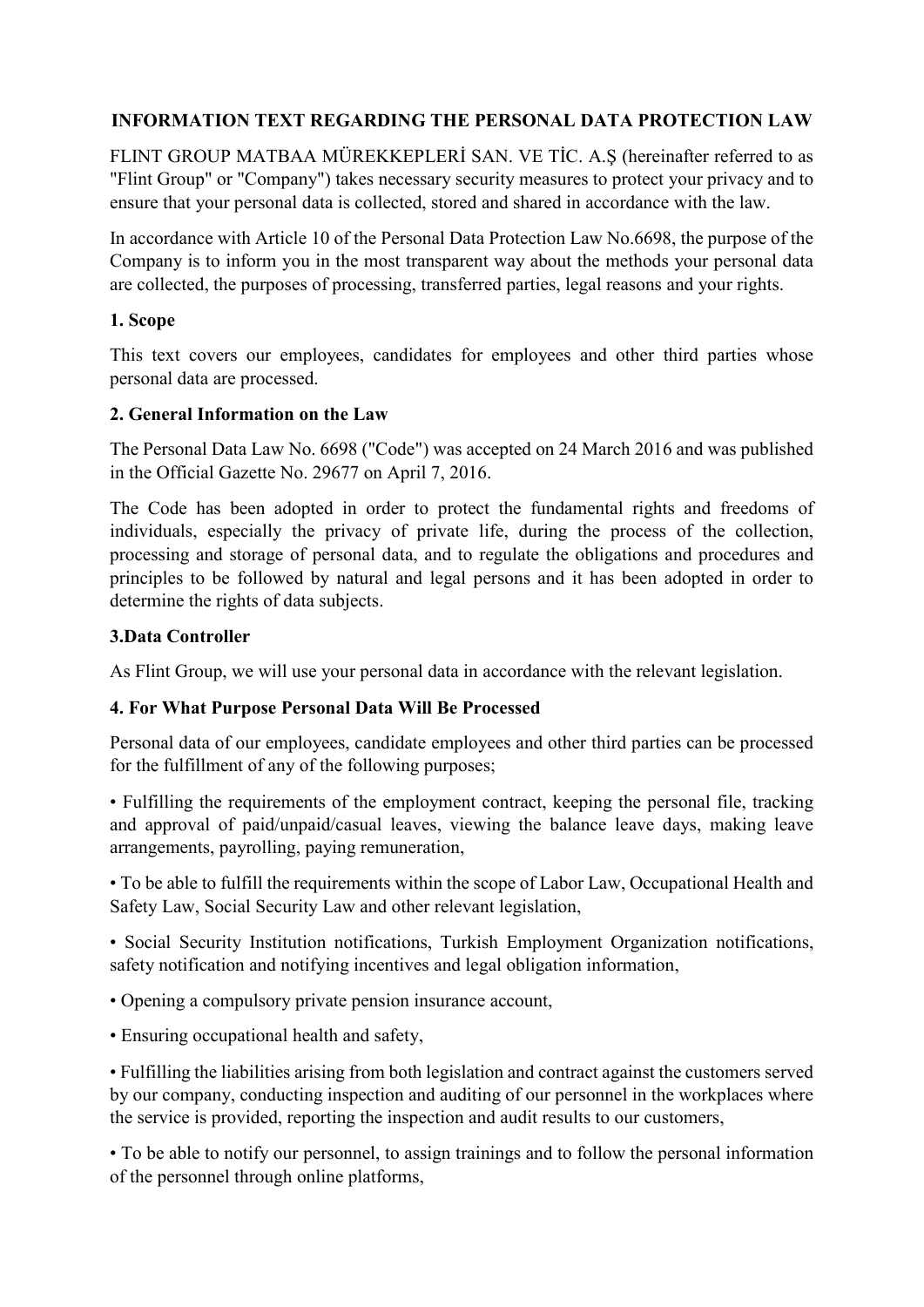# INFORMATION TEXT REGARDING THE PERSONAL DATA PROTECTION LAW

FLINT GROUP MATBAA MÜREKKEPLERİ SAN. VE TİC. A.Ş (hereinafter referred to as "Flint Group" or "Company") takes necessary security measures to protect your privacy and to ensure that your personal data is collected, stored and shared in accordance with the law.

In accordance with Article 10 of the Personal Data Protection Law No.6698, the purpose of the Company is to inform you in the most transparent way about the methods your personal data are collected, the purposes of processing, transferred parties, legal reasons and your rights.

## 1. Scope

This text covers our employees, candidates for employees and other third parties whose personal data are processed.

## 2. General Information on the Law

The Personal Data Law No. 6698 ("Code") was accepted on 24 March 2016 and was published in the Official Gazette No. 29677 on April 7, 2016.

The Code has been adopted in order to protect the fundamental rights and freedoms of individuals, especially the privacy of private life, during the process of the collection, processing and storage of personal data, and to regulate the obligations and procedures and principles to be followed by natural and legal persons and it has been adopted in order to determine the rights of data subjects.

## 3.Data Controller

As Flint Group, we will use your personal data in accordance with the relevant legislation.

## 4. For What Purpose Personal Data Will Be Processed

Personal data of our employees, candidate employees and other third parties can be processed for the fulfillment of any of the following purposes;

- Fulfilling the requirements of the employment contract, keeping the personal file, tracking and approval of paid/unpaid/casual leaves, viewing the balance leave days, making leave arrangements, payrolling, paying remuneration,
- To be able to fulfill the requirements within the scope of Labor Law, Occupational Health and Safety Law, Social Security Law and other relevant legislation,
- Social Security Institution notifications, Turkish Employment Organization notifications, safety notification and notifying incentives and legal obligation information,
- Opening a compulsory private pension insurance account,
- Ensuring occupational health and safety,
- Fulfilling the liabilities arising from both legislation and contract against the customers served by our company, conducting inspection and auditing of our personnel in the workplaces where the service is provided, reporting the inspection and audit results to our customers,
- To be able to notify our personnel, to assign trainings and to follow the personal information of the personnel through online platforms,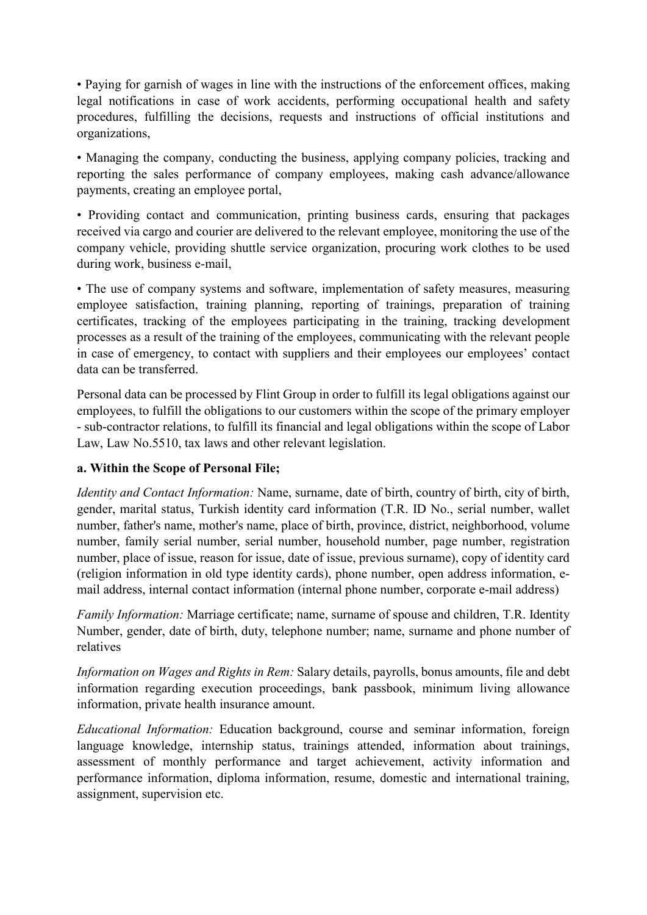• Paying for garnish of wages in line with the instructions of the enforcement offices, making legal notifications in case of work accidents, performing occupational health and safety procedures, fulfilling the decisions, requests and instructions of official institutions and organizations,

• Managing the company, conducting the business, applying company policies, tracking and reporting the sales performance of company employees, making cash advance/allowance payments, creating an employee portal,

• Providing contact and communication, printing business cards, ensuring that packages received via cargo and courier are delivered to the relevant employee, monitoring the use of the company vehicle, providing shuttle service organization, procuring work clothes to be used during work, business e-mail,

• The use of company systems and software, implementation of safety measures, measuring employee satisfaction, training planning, reporting of trainings, preparation of training certificates, tracking of the employees participating in the training, tracking development processes as a result of the training of the employees, communicating with the relevant people in case of emergency, to contact with suppliers and their employees our employees' contact data can be transferred.

Personal data can be processed by Flint Group in order to fulfill its legal obligations against our employees, to fulfill the obligations to our customers within the scope of the primary employer - sub-contractor relations, to fulfill its financial and legal obligations within the scope of Labor Law, Law No.5510, tax laws and other relevant legislation.

**a. Within the Scope of Personal File;**

*Identity and Contact Information:* Name, surname, date of birth, country of birth, city of birth, gender, marital status, Turkish identity card information (T.R. ID No., serial number, wallet number, father's name, mother's name, place of birth, province, district, neighborhood, volume number, family serial number, serial number, household number, page number, registration number, place of issue, reason for issue, date of issue, previous surname), copy of identity card (religion information in old type identity cards), phone number, open address information, e-mail address, internal contact information (internal phone number, corporate e-mail address)

*Family Information:* Marriage certificate; name, surname of spouse and children, T.R. Identity Number, gender, date of birth, duty, telephone number; name, surname and phone number of relatives

*Information on Wages and Rights in Rem:* Salary details, payrolls, bonus amounts, file and debt information regarding execution proceedings, bank passbook, minimum living allowance information, private health insurance amount.

*Educational Information:* Education background, course and seminar information, foreign language knowledge, internship status, trainings attended, information about trainings, assessment of monthly performance and target achievement, activity information and performance information, diploma information, resume, domestic and international training, assignment, supervision etc.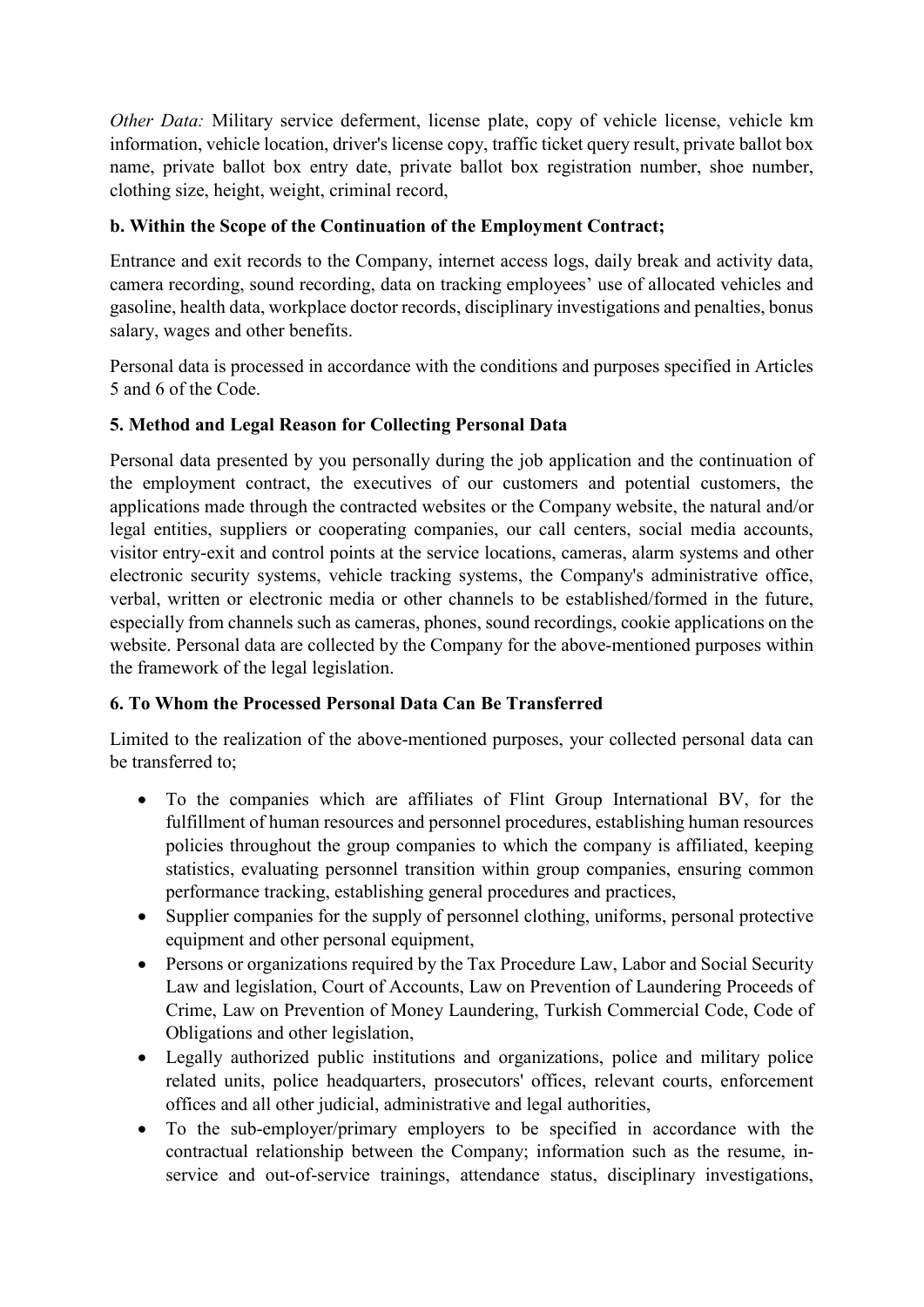*Other Data:* Military service deferment, license plate, copy of vehicle license, vehicle km information, vehicle location, driver's license copy, traffic ticket query result, private ballot box name, private ballot box entry date, private ballot box registration number, shoe number, clothing size, height, weight, criminal record,

**b. Within the Scope of the Continuation of the Employment Contract;**

Entrance and exit records to the Company, internet access logs, daily break and activity data, camera recording, sound recording, data on tracking employees' use of allocated vehicles and gasoline, health data, workplace doctor records, disciplinary investigations and penalties, bonus salary, wages and other benefits.

Personal data is processed in accordance with the conditions and purposes specified in Articles 5 and 6 of the Code.

**5. Method and Legal Reason for Collecting Personal Data**

Personal data presented by you personally during the job application and the continuation of the employment contract, the executives of our customers and potential customers, the applications made through the contracted websites or the Company website, the natural and/or legal entities, suppliers or cooperating companies, our call centers, social media accounts, visitor entry-exit and control points at the service locations, cameras, alarm systems and other electronic security systems, vehicle tracking systems, the Company's administrative office, verbal, written or electronic media or other channels to be established/formed in the future, especially from channels such as cameras, phones, sound recordings, cookie applications on the website. Personal data are collected by the Company for the above-mentioned purposes within the framework of the legal legislation.

**6. To Whom the Processed Personal Data Can Be Transferred**

Limited to the realization of the above-mentioned purposes, your collected personal data can be transferred to;

- To the companies which are affiliates of Flint Group International BV, for the fulfillment of human resources and personnel procedures, establishing human resources policies throughout the group companies to which the company is affiliated, keeping statistics, evaluating personnel transition within group companies, ensuring common performance tracking, establishing general procedures and practices,
- Supplier companies for the supply of personnel clothing, uniforms, personal protective equipment and other personal equipment,
- Persons or organizations required by the Tax Procedure Law, Labor and Social Security Law and legislation, Court of Accounts, Law on Prevention of Laundering Proceeds of Crime, Law on Prevention of Money Laundering, Turkish Commercial Code, Code of Obligations and other legislation,
- Legally authorized public institutions and organizations, police and military police related units, police headquarters, prosecutors' offices, relevant courts, enforcement offices and all other judicial, administrative and legal authorities,
- To the sub-employer/primary employers to be specified in accordance with the contractual relationship between the Company; information such as the resume, in-service and out-of-service trainings, attendance status, disciplinary investigations,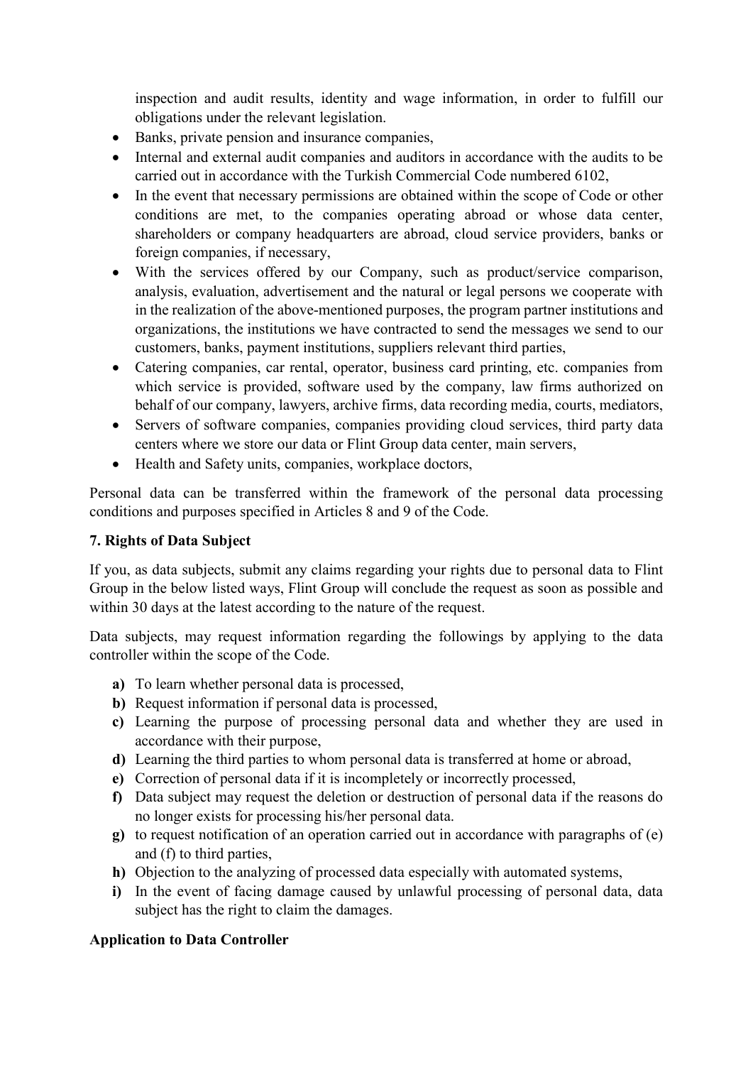inspection and audit results, identity and wage information, in order to fulfill our obligations under the relevant legislation.

- Banks, private pension and insurance companies,
- Internal and external audit companies and auditors in accordance with the audits to be carried out in accordance with the Turkish Commercial Code numbered 6102,
- In the event that necessary permissions are obtained within the scope of Code or other conditions are met, to the companies operating abroad or whose data center, shareholders or company headquarters are abroad, cloud service providers, banks or foreign companies, if necessary,
- With the services offered by our Company, such as product/service comparison, analysis, evaluation, advertisement and the natural or legal persons we cooperate with in the realization of the above-mentioned purposes, the program partner institutions and organizations, the institutions we have contracted to send the messages we send to our customers, banks, payment institutions, suppliers relevant third parties,
- Catering companies, car rental, operator, business card printing, etc. companies from which service is provided, software used by the company, law firms authorized on behalf of our company, lawyers, archive firms, data recording media, courts, mediators,
- Servers of software companies, companies providing cloud services, third party data centers where we store our data or Flint Group data center, main servers,
- Health and Safety units, companies, workplace doctors,

Personal data can be transferred within the framework of the personal data processing conditions and purposes specified in Articles 8 and 9 of the Code.

### 7. Rights of Data Subject

If you, as data subjects, submit any claims regarding your rights due to personal data to Flint Group in the below listed ways, Flint Group will conclude the request as soon as possible and within 30 days at the latest according to the nature of the request.

Data subjects, may request information regarding the followings by applying to the data controller within the scope of the Code.

- **a)** To learn whether personal data is processed,
- **b)** Request information if personal data is processed,
- **c)** Learning the purpose of processing personal data and whether they are used in accordance with their purpose,
- **d)** Learning the third parties to whom personal data is transferred at home or abroad,
- **e)** Correction of personal data if it is incompletely or incorrectly processed,
- **f)** Data subject may request the deletion or destruction of personal data if the reasons do no longer exists for processing his/her personal data.
- **g)** to request notification of an operation carried out in accordance with paragraphs of (e) and (f) to third parties,
- **h)** Objection to the analyzing of processed data especially with automated systems,
- **i)** In the event of facing damage caused by unlawful processing of personal data, data subject has the right to claim the damages.

### Application to Data Controller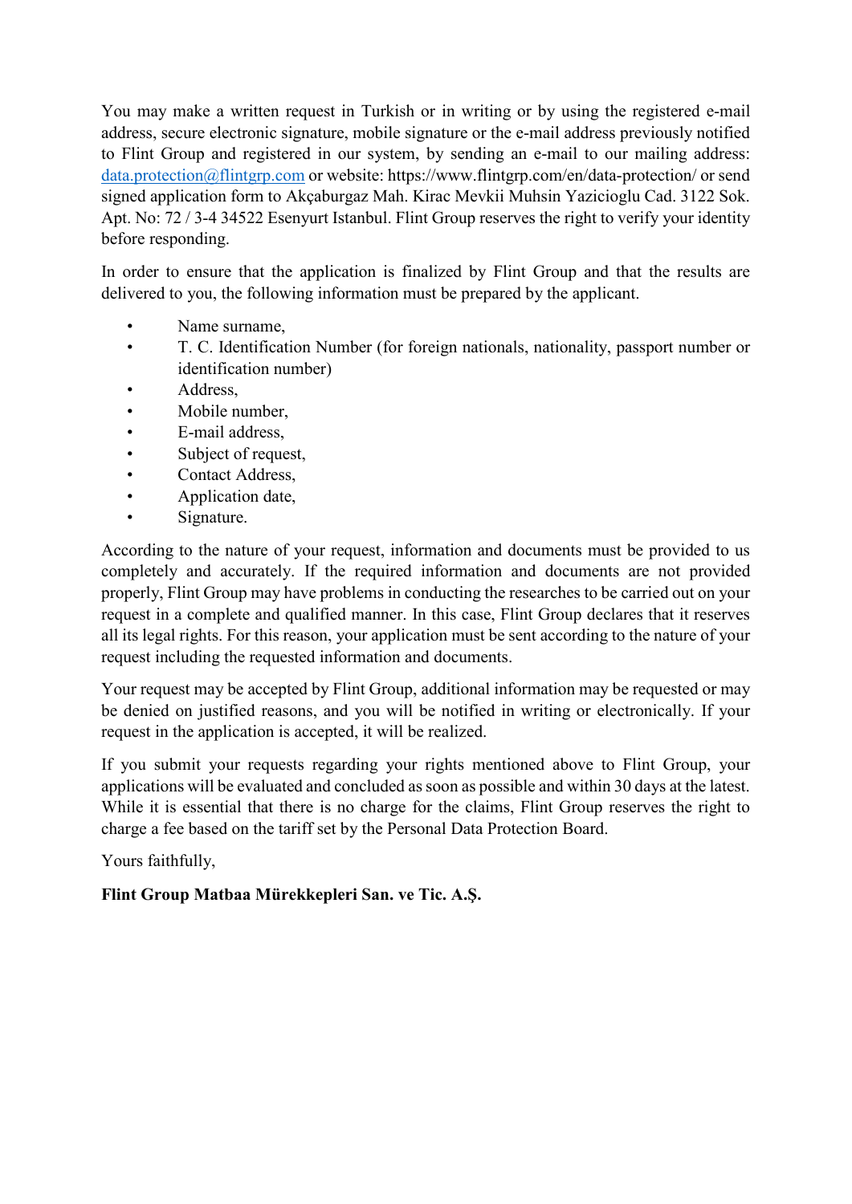You may make a written request in Turkish or in writing or by using the registered e-mail address, secure electronic signature, mobile signature or the e-mail address previously notified to Flint Group and registered in our system, by sending an e-mail to our mailing address: data.protection@flintgrp.com or website: https://www.flintgrp.com/en/data-protection/ or send signed application form to Akçaburgaz Mah. Kirac Mevkii Muhsin Yazicioglu Cad. 3122 Sok. Apt. No: 72 / 3-4 34522 Esenyurt Istanbul. Flint Group reserves the right to verify your identity before responding.

In order to ensure that the application is finalized by Flint Group and that the results are delivered to you, the following information must be prepared by the applicant.

- Name surname,
- T. C. Identification Number (for foreign nationals, nationality, passport number or identification number)
- Address,
- Mobile number,
- E-mail address,
- Subject of request,
- Contact Address,
- Application date,
- Signature.

According to the nature of your request, information and documents must be provided to us completely and accurately. If the required information and documents are not provided properly, Flint Group may have problems in conducting the researches to be carried out on your request in a complete and qualified manner. In this case, Flint Group declares that it reserves all its legal rights. For this reason, your application must be sent according to the nature of your request including the requested information and documents.

Your request may be accepted by Flint Group, additional information may be requested or may be denied on justified reasons, and you will be notified in writing or electronically. If your request in the application is accepted, it will be realized.

If you submit your requests regarding your rights mentioned above to Flint Group, your applications will be evaluated and concluded as soon as possible and within 30 days at the latest. While it is essential that there is no charge for the claims, Flint Group reserves the right to charge a fee based on the tariff set by the Personal Data Protection Board.

Yours faithfully,

**Flint Group Matbaa Mürekkepleri San. ve Tic. A.Ş.**